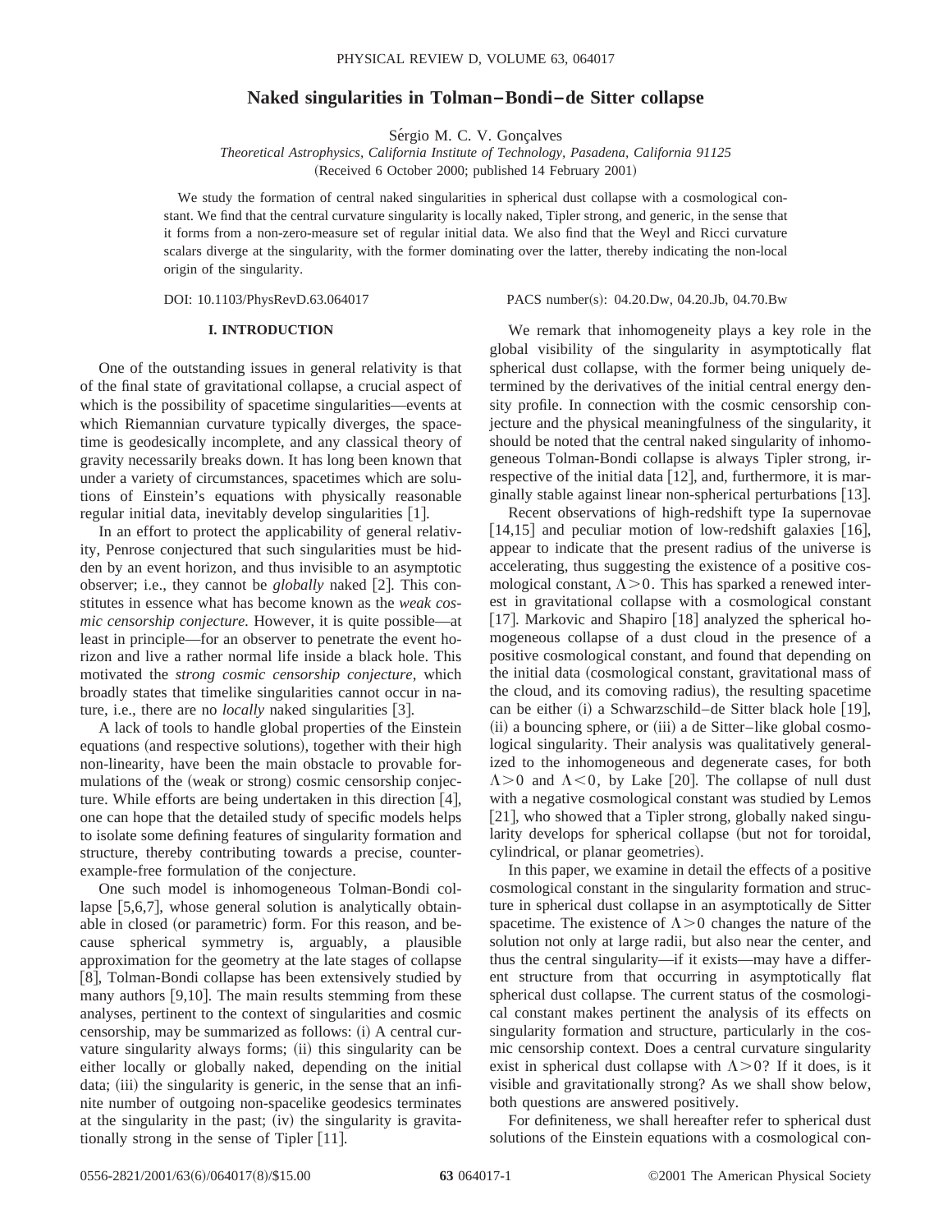# Naked singularities in Tolman–Bondi–de Sitter collapse

Sérgio M. C. V. Gonçalves

*Theoretical Astrophysics, California Institute of Technology, Pasadena, California 91125*

(Received 6 October 2000; published 14 February 2001)

We study the formation of central naked singularities in spherical dust collapse with a cosmological constant. We find that the central curvature singularity is locally naked, Tipler strong, and generic, in the sense that it forms from a non-zero-measure set of regular initial data. We also find that the Weyl and Ricci curvature scalars diverge at the singularity, with the former dominating over the latter, thereby indicating the non-local origin of the singularity.

DOI: 10.1103/PhysRevD.63.064017 PACS number(s): 04.20.Dw, 04.20.Jb, 04.70.Bw

## I. INTRODUCTION

One of the outstanding issues in general relativity is that of the final state of gravitational collapse, a crucial aspect of which is the possibility of spacetime singularities—events at which Riemannian curvature typically diverges, the spacetime is geodesically incomplete, and any classical theory of gravity necessarily breaks down. It has long been known that under a variety of circumstances, spacetimes which are solutions of Einstein's equations with physically reasonable regular initial data, inevitably develop singularities [1].

In an effort to protect the applicability of general relativity, Penrose conjectured that such singularities must be hidden by an event horizon, and thus invisible to an asymptotic observer; i.e., they cannot be *globally* naked [2]. This constitutes in essence what has become known as the *weak cosmic censorship conjecture.* However, it is quite possible—at least in principle—for an observer to penetrate the event horizon and live a rather normal life inside a black hole. This motivated the *strong cosmic censorship conjecture*, which broadly states that timelike singularities cannot occur in nature, i.e., there are no *locally* naked singularities [3].

A lack of tools to handle global properties of the Einstein equations (and respective solutions), together with their high non-linearity, have been the main obstacle to provable formulations of the (weak or strong) cosmic censorship conjecture. While efforts are being undertaken in this direction [4], one can hope that the detailed study of specific models helps to isolate some defining features of singularity formation and structure, thereby contributing towards a precise, counterexample-free formulation of the conjecture.

One such model is inhomogeneous Tolman-Bondi collapse [5,6,7], whose general solution is analytically obtainable in closed (or parametric) form. For this reason, and because spherical symmetry is, arguably, a plausible approximation for the geometry at the late stages of collapse [8], Tolman-Bondi collapse has been extensively studied by many authors [9,10]. The main results stemming from these analyses, pertinent to the context of singularities and cosmic censorship, may be summarized as follows: (i) A central curvature singularity always forms; (ii) this singularity can be either locally or globally naked, depending on the initial data; (iii) the singularity is generic, in the sense that an infinite number of outgoing non-spacelike geodesics terminates at the singularity in the past; (iv) the singularity is gravitationally strong in the sense of Tipler [11].

We remark that inhomogeneity plays a key role in the global visibility of the singularity in asymptotically flat spherical dust collapse, with the former being uniquely determined by the derivatives of the initial central energy density profile. In connection with the cosmic censorship conjecture and the physical meaningfulness of the singularity, it should be noted that the central naked singularity of inhomogeneous Tolman-Bondi collapse is always Tipler strong, irrespective of the initial data [12], and, furthermore, it is marginally stable against linear non-spherical perturbations [13].

Recent observations of high-redshift type Ia supernovae [14,15] and peculiar motion of low-redshift galaxies [16], appear to indicate that the present radius of the universe is accelerating, thus suggesting the existence of a positive cosmological constant, $\Lambda>0$. This has sparked a renewed interest in gravitational collapse with a cosmological constant [17]. Markovic and Shapiro [18] analyzed the spherical homogeneous collapse of a dust cloud in the presence of a positive cosmological constant, and found that depending on the initial data (cosmological constant, gravitational mass of the cloud, and its comoving radius), the resulting spacetime can be either (i) a Schwarzschild–de Sitter black hole [19], (ii) a bouncing sphere, or (iii) a de Sitter–like global cosmological singularity. Their analysis was qualitatively generalized to the inhomogeneous and degenerate cases, for both $\Lambda>0$ and $\Lambda<0$, by Lake [20]. The collapse of null dust with a negative cosmological constant was studied by Lemos [21], who showed that a Tipler strong, globally naked singularity develops for spherical collapse (but not for toroidal, cylindrical, or planar geometries).

In this paper, we examine in detail the effects of a positive cosmological constant in the singularity formation and structure in spherical dust collapse in an asymptotically de Sitter spacetime. The existence of $\Lambda>0$ changes the nature of the solution not only at large radii, but also near the center, and thus the central singularity—if it exists—may have a different structure from that occurring in asymptotically flat spherical dust collapse. The current status of the cosmological constant makes pertinent the analysis of its effects on singularity formation and structure, particularly in the cosmic censorship context. Does a central curvature singularity exist in spherical dust collapse with $\Lambda>0$? If it does, is it visible and gravitationally strong? As we shall show below, both questions are answered positively.

For definiteness, we shall hereafter refer to spherical dust solutions of the Einstein equations with a cosmological con-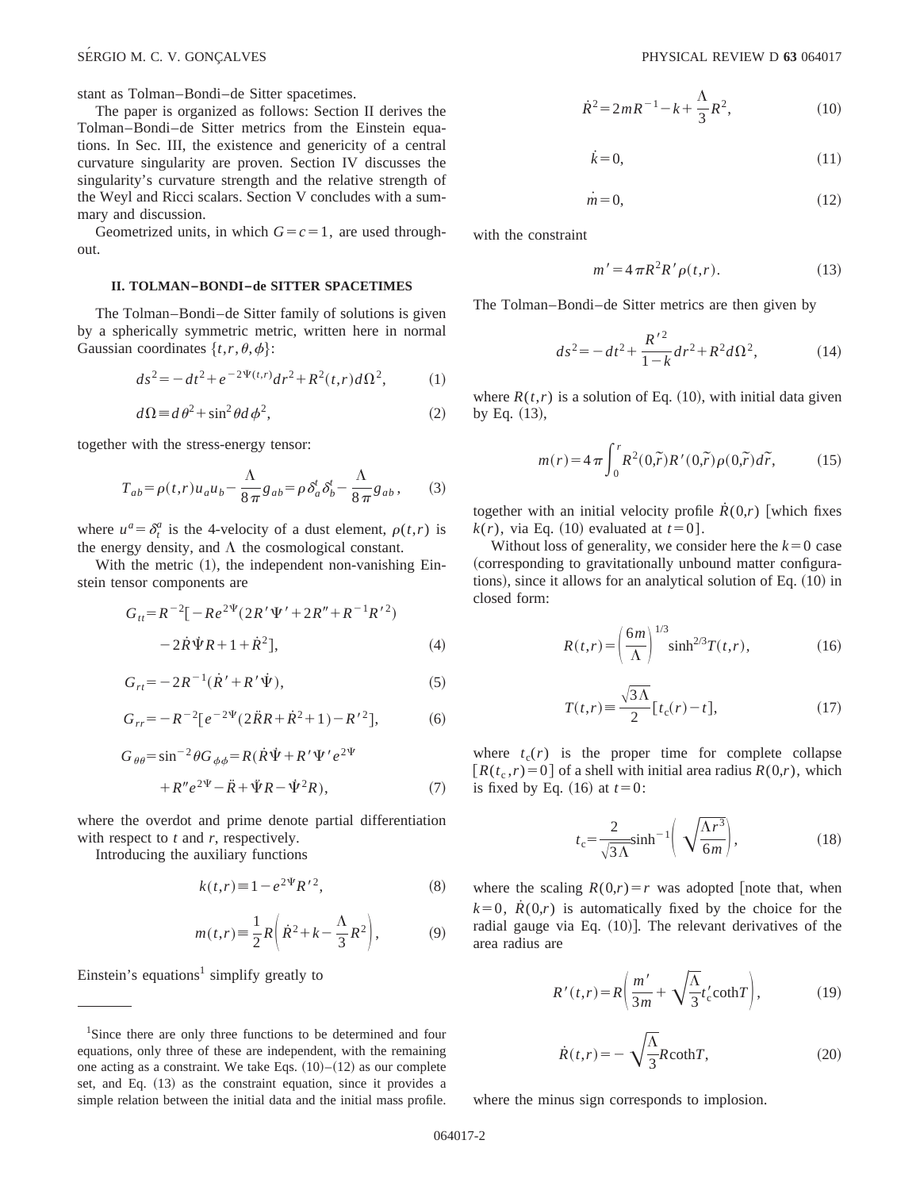stant as Tolman–Bondi–de Sitter spacetimes.

The paper is organized as follows: Section II derives the Tolman–Bondi–de Sitter metrics from the Einstein equations. In Sec. III, the existence and genericity of a central curvature singularity are proven. Section IV discusses the singularity's curvature strength and the relative strength of the Weyl and Ricci scalars. Section V concludes with a summary and discussion.

Geometrized units, in which $G=c=1$, are used throughout.

### II. TOLMAN–BONDI–de SITTER SPACETIMES

The Tolman–Bondi–de Sitter family of solutions is given by a spherically symmetric metric, written here in normal Gaussian coordinates $\{t,r,\theta,\phi\}$:

$$ds^2=-dt^2+e^{-2\Psi(t,r)}dr^2+R^2(t,r)d\Omega^2, \tag{1}$$

$$d\Omega\equiv d\theta^2+\sin^2\theta d\phi^2, \tag{2}$$

together with the stress-energy tensor:

$$T_{ab}=\rho(t,r)u_a u_b-\frac{\Lambda}{8\pi}g_{ab}=\rho\,\delta_a^t\delta_b^t-\frac{\Lambda}{8\pi}g_{ab}, \tag{3}$$

where $u^a=\delta_t^a$ is the 4-velocity of a dust element, $\rho(t,r)$ is the energy density, and $\Lambda$ the cosmological constant.

With the metric (1), the independent non-vanishing Einstein tensor components are

$$G_{tt}=R^{-2}[-Re^{2\Psi}(2R'\Psi'+2R''+R^{-1}R'^2)-2\dot{R}\dot{\Psi}R+1+\dot{R}^2], \tag{4}$$

$$G_{rt}=-2R^{-1}(\dot{R}'+R'\dot{\Psi}), \tag{5}$$

$$G_{rr}=-R^{-2}[e^{-2\Psi}(2\ddot{R}R+\dot{R}^2+1)-R'^2], \tag{6}$$

$$G_{\theta\theta}=\sin^{-2}\theta G_{\phi\phi}=R(\dot{R}\dot{\Psi}+R'\Psi'e^{2\Psi}+R''e^{2\Psi}-\ddot{R}+\ddot{\Psi}R-\dot{\Psi}^2R), \tag{7}$$

where the overdot and prime denote partial differentiation with respect to $t$ and $r$, respectively.

Introducing the auxiliary functions

$$k(t,r)\equiv 1-e^{2\Psi}R'^2, \tag{8}$$

$$m(t,r)\equiv\frac{1}{2}R\left(\dot{R}^2+k-\frac{\Lambda}{3}R^2\right), \tag{9}$$

Einstein's equations[1] simplify greatly to

$$\dot{R}^2=2mR^{-1}-k+\frac{\Lambda}{3}R^2, \tag{10}$$

$$\dot{k}=0, \tag{11}$$

$$\dot{m}=0, \tag{12}$$

with the constraint

$$m'=4\pi R^2R'\rho(t,r). \tag{13}$$

The Tolman–Bondi–de Sitter metrics are then given by

$$ds^2=-dt^2+\frac{R'^2}{1-k}dr^2+R^2d\Omega^2, \tag{14}$$

where $R(t,r)$ is a solution of Eq. (10), with initial data given by Eq. (13),

$$m(r)=4\pi\int_0^r R^2(0,\tilde{r})R'(0,\tilde{r})\rho(0,\tilde{r})d\tilde{r}, \tag{15}$$

together with an initial velocity profile $\dot{R}(0,r)$ [which fixes $k(r)$, via Eq. (10) evaluated at $t=0$].

Without loss of generality, we consider here the $k=0$ case (corresponding to gravitationally unbound matter configurations), since it allows for an analytical solution of Eq. (10) in closed form:

$$R(t,r)=\left(\frac{6m}{\Lambda}\right)^{1/3}\sinh^{2/3}T(t,r), \tag{16}$$

$$T(t,r)\equiv\frac{\sqrt{3\Lambda}}{2}[t_c(r)-t], \tag{17}$$

where $t_c(r)$ is the proper time for complete collapse $[R(t_c,r)=0]$ of a shell with initial area radius $R(0,r)$, which is fixed by Eq. (16) at $t=0$:

$$t_c=\frac{2}{\sqrt{3\Lambda}}\sinh^{-1}\left(\sqrt{\frac{\Lambda r^3}{6m}}\right), \tag{18}$$

where the scaling $R(0,r)=r$ was adopted [note that, when $k=0$, $\dot{R}(0,r)$ is automatically fixed by the choice for the radial gauge via Eq. (10)]. The relevant derivatives of the area radius are

$$R'(t,r)=R\left(\frac{m'}{3m}+\sqrt{\frac{\Lambda}{3}}t_c'\coth T\right), \tag{19}$$

$$\dot{R}(t,r)=-\sqrt{\frac{\Lambda}{3}}R\coth T, \tag{20}$$

where the minus sign corresponds to implosion.

---

[1] Since there are only three functions to be determined and four equations, only three of these are independent, with the remaining one acting as a constraint. We take Eqs. (10)–(12) as our complete set, and Eq. (13) as the constraint equation, since it provides a simple relation between the initial data and the initial mass profile.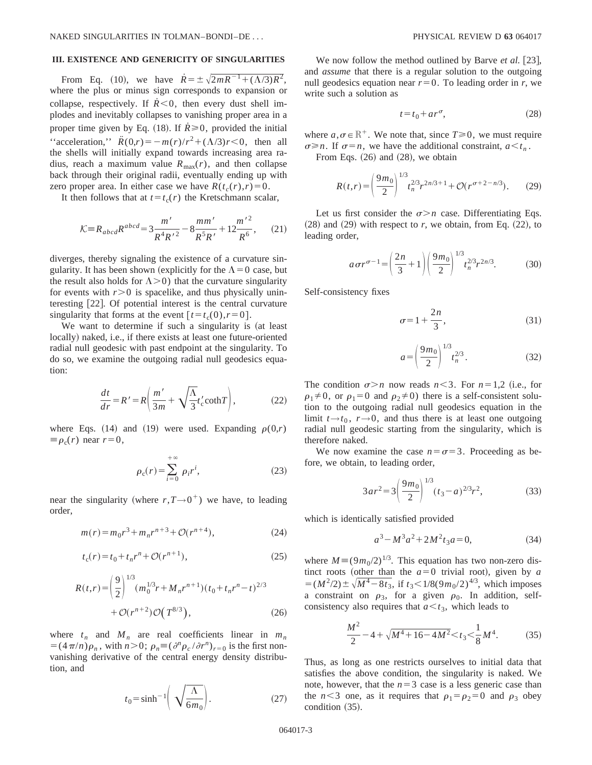### III. EXISTENCE AND GENERICITY OF SINGULARITIES

From Eq. (10), we have $\dot{R} = \pm\sqrt{2mR^{-1} + (\Lambda/3)R^2}$, where the plus or minus sign corresponds to expansion or collapse, respectively. If $\dot{R} < 0$, then every dust shell implodes and inevitably collapses to vanishing proper area in a proper time given by Eq. (18). If $\dot{R} \geqslant 0$, provided the initial ''acceleration,'' $\ddot{R}(0,r) = -m(r)/r^2 + (\Lambda/3)r < 0$, then all the shells will initially expand towards increasing area radius, reach a maximum value $R_{\max}(r)$, and then collapse back through their original radii, eventually ending up with zero proper area. In either case we have $R(t_c(r),r) = 0$.

It then follows that at $t = t_c(r)$ the Kretschmann scalar,

$$\mathcal{K} \equiv R_{abcd}R^{abcd} = 3\frac{m'}{R^4 R'^2} - 8\frac{mm'}{R^5 R'} + 12\frac{m'^2}{R^6}, \tag{21}$$

diverges, thereby signaling the existence of a curvature singularity. It has been shown (explicitly for the $\Lambda = 0$ case, but the result also holds for $\Lambda > 0$) that the curvature singularity for events with $r > 0$ is spacelike, and thus physically uninteresting [22]. Of potential interest is the central curvature singularity that forms at the event $[t = t_c(0), r = 0]$.

We want to determine if such a singularity is (at least locally) naked, i.e., if there exists at least one future-oriented radial null geodesic with past endpoint at the singularity. To do so, we examine the outgoing radial null geodesics equation:

$$\frac{dt}{dr} = R' = R\left(\frac{m'}{3m} + \sqrt{\frac{\Lambda}{3}}t_c' \coth T\right), \tag{22}$$

where Eqs. (14) and (19) were used. Expanding $\rho(0,r) \equiv \rho_c(r)$ near $r = 0$,

$$\rho_c(r) = \sum_{i=0}^{+\infty} \rho_i r^i, \tag{23}$$

near the singularity (where $r, T \to 0^+$) we have, to leading order,

$$m(r) = m_0 r^3 + m_n r^{n+3} + \mathcal{O}(r^{n+4}), \tag{24}$$

$$t_c(r) = t_0 + t_n r^n + \mathcal{O}(r^{n+1}), \tag{25}$$

$$R(t,r) = \left(\frac{9}{2}\right)^{1/3}(m_0^{1/3}r + M_n r^{n+1})(t_0 + t_n r^n - t)^{2/3} + \mathcal{O}(r^{n+2})\mathcal{O}(T^{8/3}), \tag{26}$$

where $t_n$ and $M_n$ are real coefficients linear in $m_n = (4\pi/n)\rho_n$, with $n > 0$; $\rho_n \equiv (\partial^n \rho_c/\partial r^n)_{r=0}$ is the first nonvanishing derivative of the central energy density distribution, and

$$t_0 = \sinh^{-1}\left(\sqrt{\frac{\Lambda}{6m_0}}\right). \tag{27}$$

We now follow the method outlined by Barve *et al.* [23], and *assume* that there is a regular solution to the outgoing null geodesics equation near $r = 0$. To leading order in $r$, we write such a solution as

$$t = t_0 + ar^\sigma, \tag{28}$$

where $a, \sigma \in \mathbb{R}^+$. We note that, since $T \geqslant 0$, we must require $\sigma \geqslant n$. If $\sigma = n$, we have the additional constraint, $a < t_n$.

From Eqs. (26) and (28), we obtain

$$R(t,r) = \left(\frac{9m_0}{2}\right)^{1/3} t_n^{2/3} r^{2n/3+1} + \mathcal{O}(r^{\sigma + 2 - n/3}). \tag{29}$$

Let us first consider the $\sigma > n$ case. Differentiating Eqs. (28) and (29) with respect to $r$, we obtain, from Eq. (22), to leading order,

$$a\sigma r^{\sigma - 1} = \left(\frac{2n}{3} + 1\right)\left(\frac{9m_0}{2}\right)^{1/3} t_n^{2/3} r^{2n/3}. \tag{30}$$

Self-consistency fixes

$$\sigma = 1 + \frac{2n}{3}, \tag{31}$$

$$a = \left(\frac{9m_0}{2}\right)^{1/3} t_n^{2/3}. \tag{32}$$

The condition $\sigma > n$ now reads $n < 3$. For $n = 1,2$ (i.e., for $\rho_1 \neq 0$, or $\rho_1 = 0$ and $\rho_2 \neq 0$) there is a self-consistent solution to the outgoing radial null geodesics equation in the limit $t \to t_0$, $r \to 0$, and thus there is at least one outgoing radial null geodesic starting from the singularity, which is therefore naked.

We now examine the case $n = \sigma = 3$. Proceeding as before, we obtain, to leading order,

$$3ar^2 = 3\left(\frac{9m_0}{2}\right)^{1/3}(t_3 - a)^{2/3} r^2, \tag{33}$$

which is identically satisfied provided

$$a^3 - M^3 a^2 + 2M^2 t_3 a = 0, \tag{34}$$

where $M \equiv (9m_0/2)^{1/3}$. This equation has two non-zero distinct roots (other than the $a = 0$ trivial root), given by $a = (M^2/2) \pm \sqrt{M^4 - 8t_3}$, if $t_3 < 1/8(9m_0/2)^{4/3}$, which imposes a constraint on $\rho_3$, for a given $\rho_0$. In addition, self-consistency also requires that $a < t_3$, which leads to

$$\frac{M^2}{2} - 4 + \sqrt{M^4 + 16 - 4M^2} < t_3 < \frac{1}{8}M^4. \tag{35}$$

Thus, as long as one restricts ourselves to initial data that satisfies the above condition, the singularity is naked. We note, however, that the $n = 3$ case is a less generic case than the $n < 3$ one, as it requires that $\rho_1 = \rho_2 = 0$ and $\rho_3$ obey condition (35).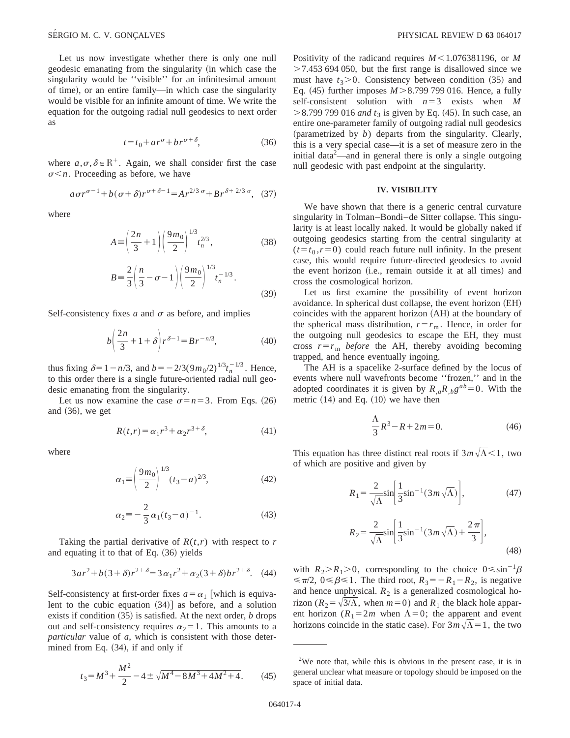Let us now investigate whether there is only one null geodesic emanating from the singularity (in which case the singularity would be "visible" for an infinitesimal amount of time), or an entire family—in which case the singularity would be visible for an infinite amount of time. We write the equation for the outgoing radial null geodesics to next order as

$$t=t_0+ar^{\sigma}+br^{\sigma+\delta}, \tag{36}$$

where $a,\sigma,\delta\in\mathbb{R}^+$. Again, we shall consider first the case $\sigma<n$. Proceeding as before, we have

$$a\sigma r^{\sigma-1}+b(\sigma+\delta)r^{\sigma+\delta-1}=Ar^{2/3\,\sigma}+Br^{\delta+\,2/3\,\sigma}, \tag{37}$$

where

$$A\equiv\left(\frac{2n}{3}+1\right)\left(\frac{9m_0}{2}\right)^{1/3}t_n^{2/3}, \tag{38}$$

$$B\equiv\frac{2}{3}\left(\frac{n}{3}-\sigma-1\right)\left(\frac{9m_0}{2}\right)^{1/3}t_n^{-1/3}. \tag{39}$$

Self-consistency fixes $a$ and $\sigma$ as before, and implies

$$b\left(\frac{2n}{3}+1+\delta\right)r^{\delta-1}=Br^{-n/3}, \tag{40}$$

thus fixing $\delta=1-n/3$, and $b=-2/3(9m_0/2)^{1/3}t_n^{-1/3}$. Hence, to this order there is a single future-oriented radial null geodesic emanating from the singularity.

Let us now examine the case $\sigma=n=3$. From Eqs. (26) and (36), we get

$$R(t,r)=\alpha_1 r^3+\alpha_2 r^{3+\delta}, \tag{41}$$

where

$$\alpha_1\equiv\left(\frac{9m_0}{2}\right)^{1/3}(t_3-a)^{2/3}, \tag{42}$$

$$\alpha_2\equiv-\frac{2}{3}\alpha_1(t_3-a)^{-1}. \tag{43}$$

Taking the partial derivative of $R(t,r)$ with respect to $r$ and equating it to that of Eq. (36) yields

$$3ar^2+b(3+\delta)r^{2+\delta}=3\alpha_1 r^2+\alpha_2(3+\delta)br^{2+\delta}. \tag{44}$$

Self-consistency at first-order fixes $a=\alpha_1$ [which is equivalent to the cubic equation (34)] as before, and a solution exists if condition (35) is satisfied. At the next order, $b$ drops out and self-consistency requires $\alpha_2=1$. This amounts to a *particular* value of $a$, which is consistent with those determined from Eq. (34), if and only if

$$t_3=M^3+\frac{M^2}{2}-4\pm\sqrt{M^4-8M^3+4M^2+4}. \tag{45}$$

Positivity of the radicand requires $M<1.076381196$, or $M>7.453\,694\,050$, but the first range is disallowed since we must have $t_3>0$. Consistency between condition (35) and Eq. (45) further imposes $M>8.799\,799\,016$. Hence, a fully self-consistent solution with $n=3$ exists when $M>8.799\,799\,016$ *and* $t_3$ is given by Eq. (45). In such case, an entire one-parameter family of outgoing radial null geodesics (parametrized by $b$) departs from the singularity. Clearly, this is a very special case—it is a set of measure zero in the initial data[2]—and in general there is only a single outgoing null geodesic with past endpoint at the singularity.

## IV. VISIBILITY

We have shown that there is a generic central curvature singularity in Tolman–Bondi–de Sitter collapse. This singularity is at least locally naked. It would be globally naked if outgoing geodesics starting from the central singularity at $(t=t_0,r=0)$ could reach future null infinity. In the present case, this would require future-directed geodesics to avoid the event horizon (i.e., remain outside it at all times) and cross the cosmological horizon.

Let us first examine the possibility of event horizon avoidance. In spherical dust collapse, the event horizon (EH) coincides with the apparent horizon (AH) at the boundary of the spherical mass distribution, $r=r_{\rm m}$. Hence, in order for the outgoing null geodesics to escape the EH, they must cross $r=r_{\rm m}$ *before* the AH, thereby avoiding becoming trapped, and hence eventually ingoing.

The AH is a spacelike 2-surface defined by the locus of events where null wavefronts become "frozen," and in the adopted coordinates it is given by $R_{,a}R_{,b}g^{ab}=0$. With the metric (14) and Eq. (10) we have then

$$\frac{\Lambda}{3}R^3-R+2m=0. \tag{46}$$

This equation has three distinct real roots if $3m\sqrt{\Lambda}<1$, two of which are positive and given by

$$R_1=\frac{2}{\sqrt{\Lambda}}\sin\left[\frac{1}{3}\sin^{-1}(3m\sqrt{\Lambda})\right], \tag{47}$$

$$R_2=\frac{2}{\sqrt{\Lambda}}\sin\left[\frac{1}{3}\sin^{-1}(3m\sqrt{\Lambda})+\frac{2\pi}{3}\right], \tag{48}$$

with $R_2>R_1>0$, corresponding to the choice $0\leqslant\sin^{-1}\beta\leqslant\pi/2$, $0\leqslant\beta\leqslant1$. The third root, $R_3=-R_1-R_2$, is negative and hence unphysical. $R_2$ is a generalized cosmological horizon ($R_2=\sqrt{3/\Lambda}$, when $m=0$) and $R_1$ the black hole apparent horizon ($R_1=2m$ when $\Lambda=0$; the apparent and event horizons coincide in the static case). For $3m\sqrt{\Lambda}=1$, the two

---

[2]We note that, while this is obvious in the present case, it is in general unclear what measure or topology should be imposed on the space of initial data.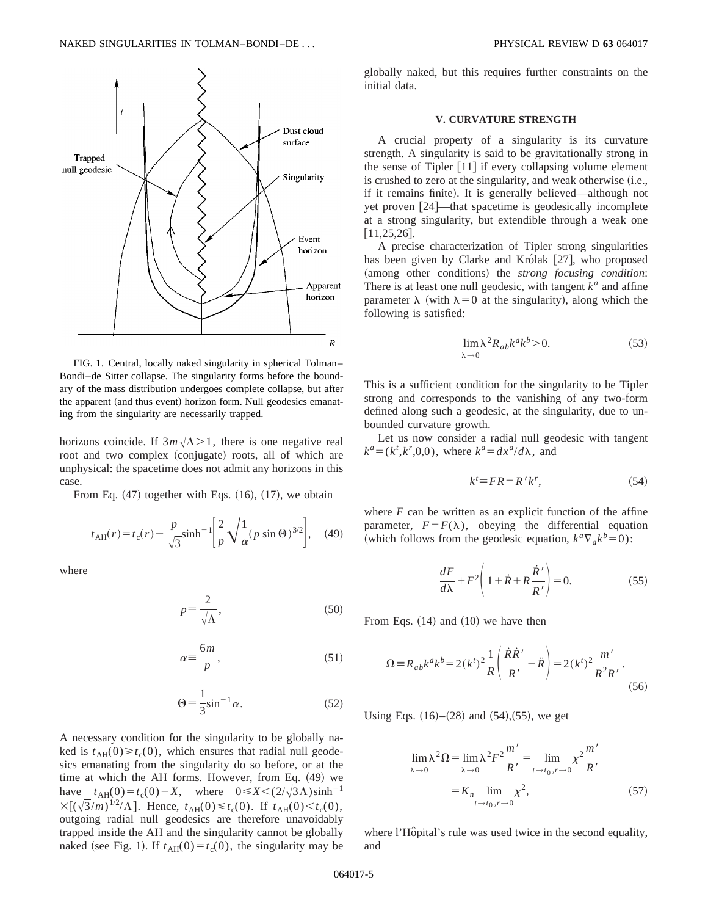FIG. 1. Central, locally naked singularity in spherical Tolman–Bondi–de Sitter collapse. The singularity forms before the boundary of the mass distribution undergoes complete collapse, but after the apparent (and thus event) horizon form. Null geodesics emanating from the singularity are necessarily trapped.

horizons coincide. If $3m\sqrt{\Lambda}>1$, there is one negative real root and two complex (conjugate) roots, all of which are unphysical: the spacetime does not admit any horizons in this case.

From Eq. (47) together with Eqs. (16), (17), we obtain

$$t_{\rm AH}(r)=t_{\rm c}(r)-\frac{p}{\sqrt{3}}\sinh^{-1}\left[\frac{2}{p}\sqrt{\frac{1}{\alpha}}(p\sin\Theta)^{3/2}\right], \quad (49)$$

where

$$p\equiv\frac{2}{\sqrt{\Lambda}}, \quad (50)$$

$$\alpha\equiv\frac{6m}{p}, \quad (51)$$

$$\Theta\equiv\frac{1}{3}\sin^{-1}\alpha. \quad (52)$$

A necessary condition for the singularity to be globally naked is $t_{\rm AH}(0)\geqslant t_{\rm c}(0)$, which ensures that radial null geodesics emanating from the singularity do so before, or at the time at which the AH forms. However, from Eq. (49) we have $t_{\rm AH}(0)=t_{\rm c}(0)-X$, where $0\leqslant X<(2/\sqrt{3\Lambda})\sinh^{-1}\times[(\sqrt{3}/m)^{1/2}/\Lambda]$. Hence, $t_{\rm AH}(0)\leqslant t_{\rm c}(0)$. If $t_{\rm AH}(0)<t_{\rm c}(0)$, outgoing radial null geodesics are therefore unavoidably trapped inside the AH and the singularity cannot be globally naked (see Fig. 1). If $t_{\rm AH}(0)=t_{\rm c}(0)$, the singularity may be globally naked, but this requires further constraints on the initial data.

## V. CURVATURE STRENGTH

A crucial property of a singularity is its curvature strength. A singularity is said to be gravitationally strong in the sense of Tipler [11] if every collapsing volume element is crushed to zero at the singularity, and weak otherwise (i.e., if it remains finite). It is generally believed—although not yet proven [24]—that spacetime is geodesically incomplete at a strong singularity, but extendible through a weak one [11,25,26].

A precise characterization of Tipler strong singularities has been given by Clarke and Królak [27], who proposed (among other conditions) the *strong focusing condition*: There is at least one null geodesic, with tangent $k^a$ and affine parameter $\lambda$ (with $\lambda=0$ at the singularity), along which the following is satisfied:

$$\lim_{\lambda\to 0}\lambda^2 R_{ab}k^a k^b>0. \quad (53)$$

This is a sufficient condition for the singularity to be Tipler strong and corresponds to the vanishing of any two-form defined along such a geodesic, at the singularity, due to unbounded curvature growth.

Let us now consider a radial null geodesic with tangent $k^a=(k^t,k^r,0,0)$, where $k^a=dx^a/d\lambda$, and

$$k^t\equiv FR=R'k^r, \quad (54)$$

where $F$ can be written as an explicit function of the affine parameter, $F=F(\lambda)$, obeying the differential equation (which follows from the geodesic equation, $k^a\nabla_a k^b=0$):

$$\frac{dF}{d\lambda}+F^2\left(1+\dot{R}+R\frac{\dot{R}'}{R'}\right)=0. \quad (55)$$

From Eqs. (14) and (10) we have then

$$\Omega\equiv R_{ab}k^a k^b=2(k^t)^2\frac{1}{R}\left(\frac{\dot{R}\dot{R}'}{R'}-\ddot{R}\right)=2(k^t)^2\frac{m'}{R^2R'}. \quad (56)$$

Using Eqs. (16)–(28) and (54),(55), we get

$$\lim_{\lambda\to 0}\lambda^2\Omega=\lim_{\lambda\to 0}\lambda^2F^2\frac{m'}{R'}=\lim_{t\to t_0,r\to 0}\chi^2\frac{m'}{R'}$$
$$=K_n\lim_{t\to t_0,r\to 0}\chi^2, \quad (57)$$

where l'Hôpital's rule was used twice in the second equality, and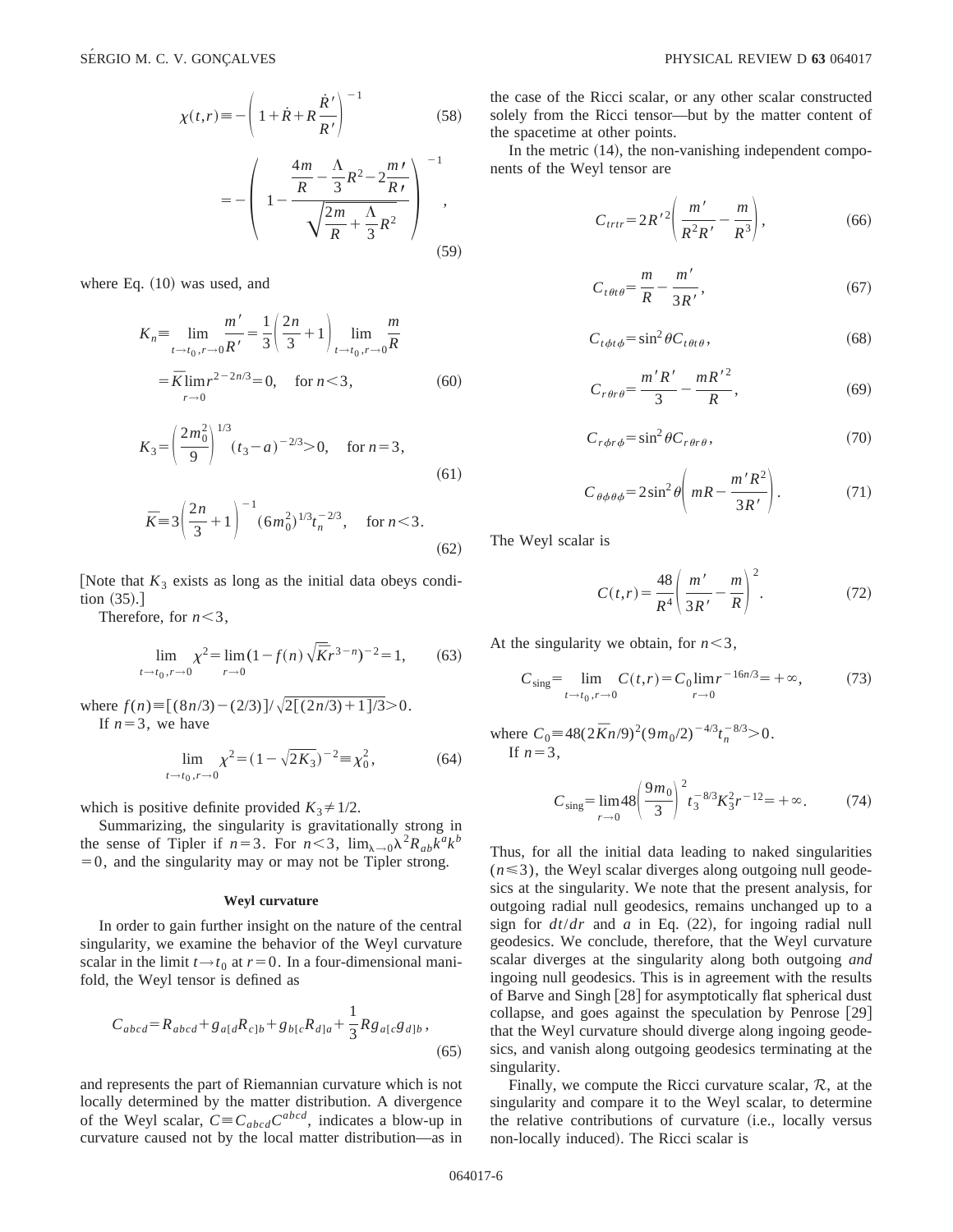$$\chi(t,r) \equiv -\left(1+\dot{R}+R\frac{\dot{R}'}{R'}\right)^{-1} \tag{58}$$

$$= -\left(1-\frac{\dfrac{4m}{R}-\dfrac{\Lambda}{3}R^2-2\dfrac{m'}{R'}}{\sqrt{\dfrac{2m}{R}+\dfrac{\Lambda}{3}R^2}}\right)^{-1}, \tag{59}$$

where Eq. (10) was used, and

$$K_n \equiv \lim_{t\to t_0, r\to 0}\frac{m'}{R'} = \frac{1}{3}\left(\frac{2n}{3}+1\right)\lim_{t\to t_0, r\to 0}\frac{m}{R}$$
$$= \bar{K}\lim_{r\to 0} r^{2-2n/3} = 0, \quad \text{for } n<3, \tag{60}$$

$$K_3 = \left(\frac{2m_0^2}{9}\right)^{1/3}(t_3-a)^{-2/3} > 0, \quad \text{for } n=3, \tag{61}$$

$$\bar{K} \equiv 3\left(\frac{2n}{3}+1\right)^{-1}(6m_0^2)^{1/3}t_n^{-2/3}, \quad \text{for } n<3. \tag{62}$$

[Note that $K_3$ exists as long as the initial data obeys condition (35).]

Therefore, for $n<3$,

$$\lim_{t\to t_0, r\to 0}\chi^2 = \lim_{r\to 0}(1-f(n)\sqrt{\bar{K}}r^{3-n})^{-2} = 1, \tag{63}$$

where $f(n) \equiv [(8n/3)-(2/3)]/\sqrt{2[(2n/3)+1]/3} > 0$.

If $n=3$, we have

$$\lim_{t\to t_0, r\to 0}\chi^2 = (1-\sqrt{2K_3})^{-2} \equiv \chi_0^2, \tag{64}$$

which is positive definite provided $K_3 \neq 1/2$.

Summarizing, the singularity is gravitationally strong in the sense of Tipler if $n=3$. For $n<3$, $\lim_{\lambda\to 0}\lambda^2 R_{ab}k^a k^b = 0$, and the singularity may or may not be Tipler strong.

### Weyl curvature

In order to gain further insight on the nature of the central singularity, we examine the behavior of the Weyl curvature scalar in the limit $t\to t_0$ at $r=0$. In a four-dimensional manifold, the Weyl tensor is defined as

$$C_{abcd} = R_{abcd} + g_{a[d}R_{c]b} + g_{b[c}R_{d]a} + \frac{1}{3}Rg_{a[c}g_{d]b}, \tag{65}$$

and represents the part of Riemannian curvature which is not locally determined by the matter distribution. A divergence of the Weyl scalar, $C \equiv C_{abcd}C^{abcd}$, indicates a blow-up in curvature caused not by the local matter distribution—as in the case of the Ricci scalar, or any other scalar constructed solely from the Ricci tensor—but by the matter content of the spacetime at other points.

In the metric (14), the non-vanishing independent components of the Weyl tensor are

$$C_{trtr} = 2R'^2\left(\frac{m'}{R^2R'}-\frac{m}{R^3}\right), \tag{66}$$

$$C_{t\theta t\theta} = \frac{m}{R}-\frac{m'}{3R'}, \tag{67}$$

$$C_{t\phi t\phi} = \sin^2\theta C_{t\theta t\theta}, \tag{68}$$

$$C_{r\theta r\theta} = \frac{m'R'}{3}-\frac{mR'^2}{R}, \tag{69}$$

$$C_{r\phi r\phi} = \sin^2\theta C_{r\theta r\theta}, \tag{70}$$

$$C_{\theta\phi\theta\phi} = 2\sin^2\theta\left(mR-\frac{m'R^2}{3R'}\right). \tag{71}$$

The Weyl scalar is

$$C(t,r) = \frac{48}{R^4}\left(\frac{m'}{3R'}-\frac{m}{R}\right)^2. \tag{72}$$

At the singularity we obtain, for $n<3$,

$$C_{\text{sing}} = \lim_{t\to t_0, r\to 0}C(t,r) = C_0\lim_{r\to 0}r^{-16n/3} = +\infty, \tag{73}$$

where $C_0 \equiv 48(2\bar{K}n/9)^2(9m_0/2)^{-4/3}t_n^{-8/3} > 0$.

If $n=3$,

$$C_{\text{sing}} = \lim_{r\to 0}48\left(\frac{9m_0}{3}\right)^2 t_3^{-8/3}K_3^2 r^{-12} = +\infty. \tag{74}$$

Thus, for all the initial data leading to naked singularities ($n\leq 3$), the Weyl scalar diverges along outgoing null geodesics at the singularity. We note that the present analysis, for outgoing radial null geodesics, remains unchanged up to a sign for $dt/dr$ and $a$ in Eq. (22), for ingoing radial null geodesics. We conclude, therefore, that the Weyl curvature scalar diverges at the singularity along both outgoing *and* ingoing null geodesics. This is in agreement with the results of Barve and Singh [28] for asymptotically flat spherical dust collapse, and goes against the speculation by Penrose [29] that the Weyl curvature should diverge along ingoing geodesics, and vanish along outgoing geodesics terminating at the singularity.

Finally, we compute the Ricci curvature scalar, $\mathcal{R}$, at the singularity and compare it to the Weyl scalar, to determine the relative contributions of curvature (i.e., locally versus non-locally induced). The Ricci scalar is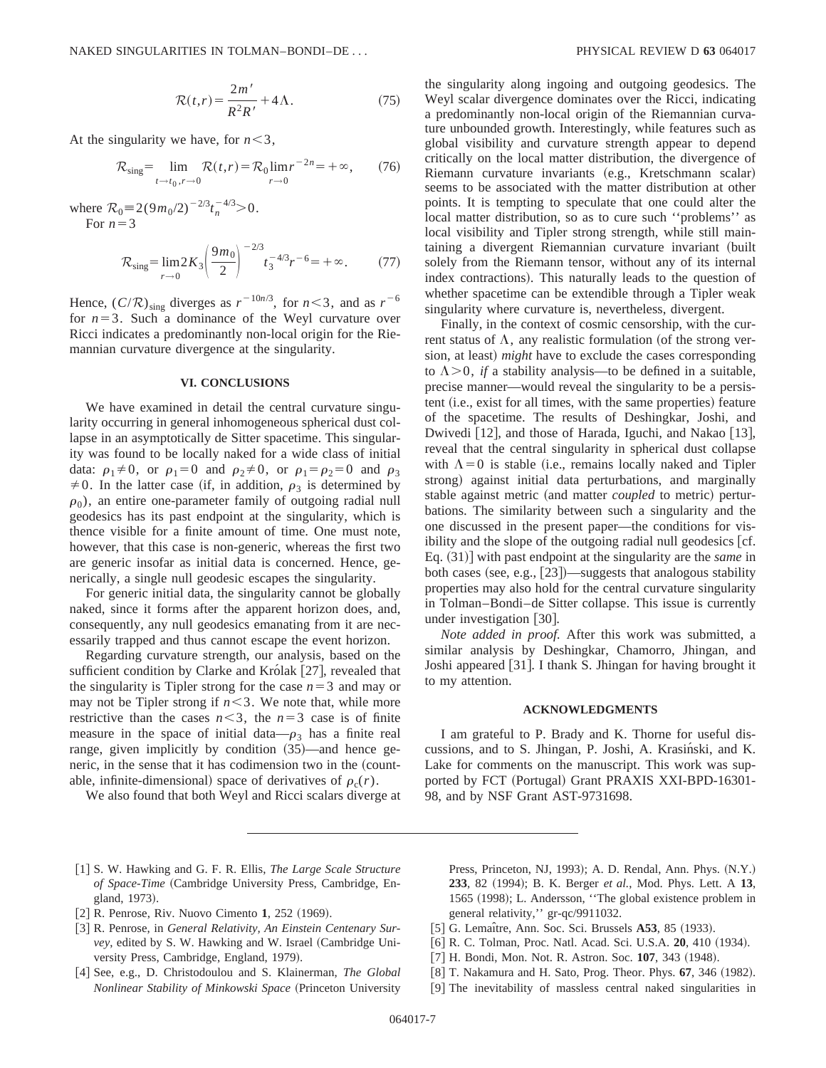$$\mathcal{R}(t,r)=\frac{2m'}{R^2R'}+4\Lambda. \tag{75}$$

At the singularity we have, for $n<3$,

$$\mathcal{R}_{\rm sing}=\lim_{t\to t_0,r\to 0}\mathcal{R}(t,r)=\mathcal{R}_0\lim_{r\to 0}r^{-2n}=+\infty, \tag{76}$$

where $\mathcal{R}_0\equiv 2(9m_0/2)^{-2/3}t_n^{-4/3}>0$.

For $n=3$

$$\mathcal{R}_{\rm sing}=\lim_{r\to 0}2K_3\left(\frac{9m_0}{2}\right)^{-2/3}t_3^{-4/3}r^{-6}=+\infty. \tag{77}$$

Hence, $(C/\mathcal{R})_{\rm sing}$ diverges as $r^{-10n/3}$, for $n<3$, and as $r^{-6}$ for $n=3$. Such a dominance of the Weyl curvature over Ricci indicates a predominantly non-local origin for the Riemannian curvature divergence at the singularity.

## VI. CONCLUSIONS

We have examined in detail the central curvature singularity occurring in general inhomogeneous spherical dust collapse in an asymptotically de Sitter spacetime. This singularity was found to be locally naked for a wide class of initial data: $\rho_1\neq 0$, or $\rho_1=0$ and $\rho_2\neq 0$, or $\rho_1=\rho_2=0$ and $\rho_3\neq 0$. In the latter case (if, in addition, $\rho_3$ is determined by $\rho_0$), an entire one-parameter family of outgoing radial null geodesics has its past endpoint at the singularity, which is thence visible for a finite amount of time. One must note, however, that this case is non-generic, whereas the first two are generic insofar as initial data is concerned. Hence, generically, a single null geodesic escapes the singularity.

For generic initial data, the singularity cannot be globally naked, since it forms after the apparent horizon does, and, consequently, any null geodesics emanating from it are necessarily trapped and thus cannot escape the event horizon.

Regarding curvature strength, our analysis, based on the sufficient condition by Clarke and Królak [27], revealed that the singularity is Tipler strong for the case $n=3$ and may or may not be Tipler strong if $n<3$. We note that, while more restrictive than the cases $n<3$, the $n=3$ case is of finite measure in the space of initial data—$\rho_3$ has a finite real range, given implicitly by condition (35)—and hence generic, in the sense that it has codimension two in the (countable, infinite-dimensional) space of derivatives of $\rho_c(r)$.

We also found that both Weyl and Ricci scalars diverge at the singularity along ingoing and outgoing geodesics. The Weyl scalar divergence dominates over the Ricci, indicating a predominantly non-local origin of the Riemannian curvature unbounded growth. Interestingly, while features such as global visibility and curvature strength appear to depend critically on the local matter distribution, the divergence of Riemann curvature invariants (e.g., Kretschmann scalar) seems to be associated with the matter distribution at other points. It is tempting to speculate that one could alter the local matter distribution, so as to cure such ''problems'' as local visibility and Tipler strong strength, while still maintaining a divergent Riemannian curvature invariant (built solely from the Riemann tensor, without any of its internal index contractions). This naturally leads to the question of whether spacetime can be extendible through a Tipler weak singularity where curvature is, nevertheless, divergent.

Finally, in the context of cosmic censorship, with the current status of $\Lambda$, any realistic formulation (of the strong version, at least) *might* have to exclude the cases corresponding to $\Lambda>0$, *if* a stability analysis—to be defined in a suitable, precise manner—would reveal the singularity to be a persistent (i.e., exist for all times, with the same properties) feature of the spacetime. The results of Deshingkar, Joshi, and Dwivedi [12], and those of Harada, Iguchi, and Nakao [13], reveal that the central singularity in spherical dust collapse with $\Lambda=0$ is stable (i.e., remains locally naked and Tipler strong) against initial data perturbations, and marginally stable against metric (and matter *coupled* to metric) perturbations. The similarity between such a singularity and the one discussed in the present paper—the conditions for visibility and the slope of the outgoing radial null geodesics [cf. Eq. (31)] with past endpoint at the singularity are the *same* in both cases (see, e.g., [23])—suggests that analogous stability properties may also hold for the central curvature singularity in Tolman–Bondi–de Sitter collapse. This issue is currently under investigation [30].

*Note added in proof.* After this work was submitted, a similar analysis by Deshingkar, Chamorro, Jhingan, and Joshi appeared [31]. I thank S. Jhingan for having brought it to my attention.

## ACKNOWLEDGMENTS

I am grateful to P. Brady and K. Thorne for useful discussions, and to S. Jhingan, P. Joshi, A. Krasiński, and K. Lake for comments on the manuscript. This work was supported by FCT (Portugal) Grant PRAXIS XXI-BPD-16301-98, and by NSF Grant AST-9731698.

---

[1] S. W. Hawking and G. F. R. Ellis, *The Large Scale Structure of Space-Time* (Cambridge University Press, Cambridge, England, 1973).

[2] R. Penrose, Riv. Nuovo Cimento **1**, 252 (1969).

[3] R. Penrose, in *General Relativity, An Einstein Centenary Survey*, edited by S. W. Hawking and W. Israel (Cambridge University Press, Cambridge, England, 1979).

[4] See, e.g., D. Christodoulou and S. Klainerman, *The Global Nonlinear Stability of Minkowski Space* (Princeton University Press, Princeton, NJ, 1993); A. D. Rendal, Ann. Phys. (N.Y.) **233**, 82 (1994); B. K. Berger *et al.*, Mod. Phys. Lett. A **13**, 1565 (1998); L. Andersson, ''The global existence problem in general relativity,'' gr-qc/9911032.

[5] G. Lemaître, Ann. Soc. Sci. Brussels **A53**, 85 (1933).

[6] R. C. Tolman, Proc. Natl. Acad. Sci. U.S.A. **20**, 410 (1934).

[7] H. Bondi, Mon. Not. R. Astron. Soc. **107**, 343 (1948).

[8] T. Nakamura and H. Sato, Prog. Theor. Phys. **67**, 346 (1982).

[9] The inevitability of massless central naked singularities in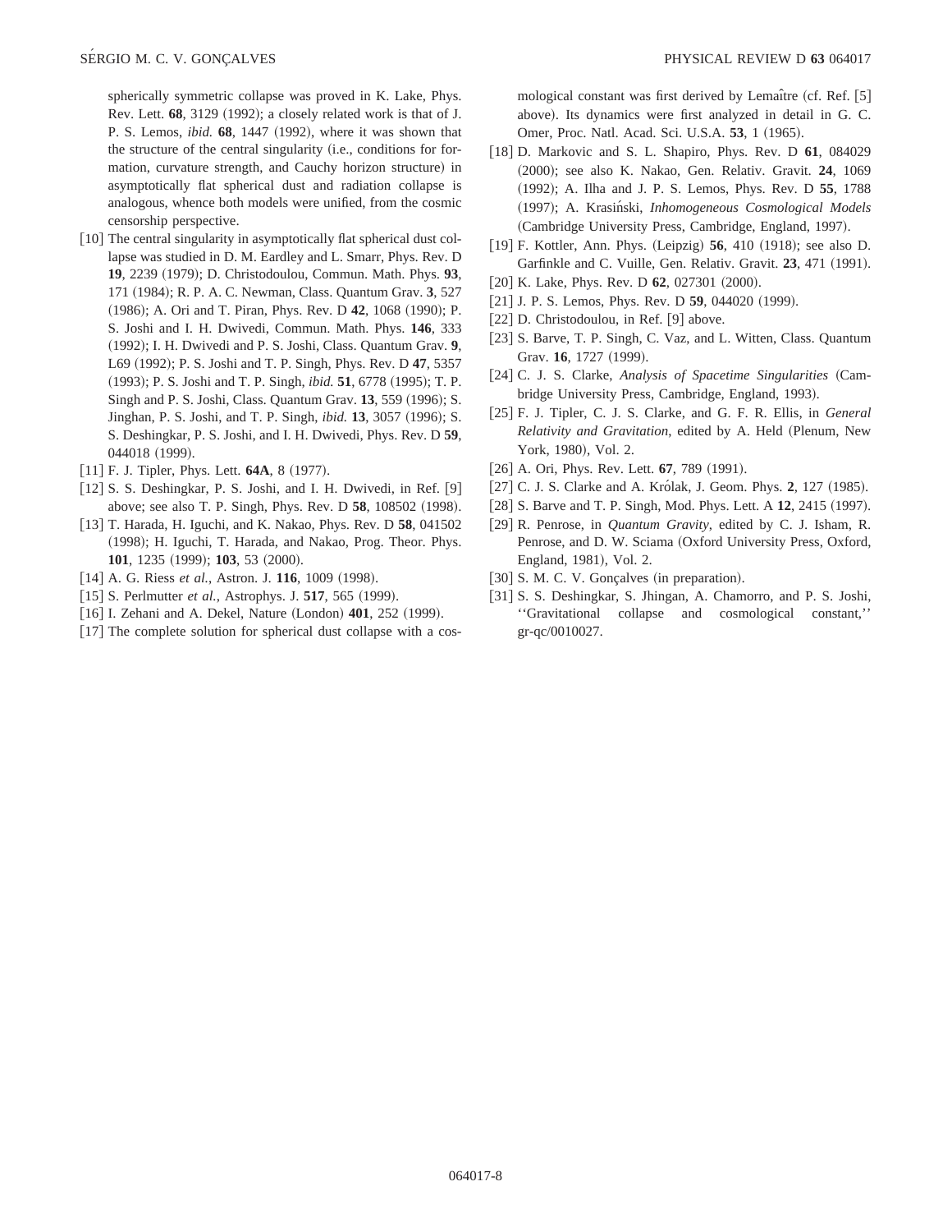spherically symmetric collapse was proved in K. Lake, Phys. Rev. Lett. **68**, 3129 (1992); a closely related work is that of J. P. S. Lemos, *ibid.* **68**, 1447 (1992), where it was shown that the structure of the central singularity (i.e., conditions for formation, curvature strength, and Cauchy horizon structure) in asymptotically flat spherical dust and radiation collapse is analogous, whence both models were unified, from the cosmic censorship perspective.

[10] The central singularity in asymptotically flat spherical dust collapse was studied in D. M. Eardley and L. Smarr, Phys. Rev. D **19**, 2239 (1979); D. Christodoulou, Commun. Math. Phys. **93**, 171 (1984); R. P. A. C. Newman, Class. Quantum Grav. **3**, 527 (1986); A. Ori and T. Piran, Phys. Rev. D **42**, 1068 (1990); P. S. Joshi and I. H. Dwivedi, Commun. Math. Phys. **146**, 333 (1992); I. H. Dwivedi and P. S. Joshi, Class. Quantum Grav. **9**, L69 (1992); P. S. Joshi and T. P. Singh, Phys. Rev. D **47**, 5357 (1993); P. S. Joshi and T. P. Singh, *ibid.* **51**, 6778 (1995); T. P. Singh and P. S. Joshi, Class. Quantum Grav. **13**, 559 (1996); S. Jinghan, P. S. Joshi, and T. P. Singh, *ibid.* **13**, 3057 (1996); S. S. Deshingkar, P. S. Joshi, and I. H. Dwivedi, Phys. Rev. D **59**, 044018 (1999).

[11] F. J. Tipler, Phys. Lett. **64A**, 8 (1977).

[12] S. S. Deshingkar, P. S. Joshi, and I. H. Dwivedi, in Ref. [9] above; see also T. P. Singh, Phys. Rev. D **58**, 108502 (1998).

[13] T. Harada, H. Iguchi, and K. Nakao, Phys. Rev. D **58**, 041502 (1998); H. Iguchi, T. Harada, and Nakao, Prog. Theor. Phys. **101**, 1235 (1999); **103**, 53 (2000).

[14] A. G. Riess *et al.*, Astron. J. **116**, 1009 (1998).

[15] S. Perlmutter *et al.*, Astrophys. J. **517**, 565 (1999).

[16] I. Zehani and A. Dekel, Nature (London) **401**, 252 (1999).

[17] The complete solution for spherical dust collapse with a cosmological constant was first derived by Lemaître (cf. Ref. [5] above). Its dynamics were first analyzed in detail in G. C. Omer, Proc. Natl. Acad. Sci. U.S.A. **53**, 1 (1965).

[18] D. Markovic and S. L. Shapiro, Phys. Rev. D **61**, 084029 (2000); see also K. Nakao, Gen. Relativ. Gravit. **24**, 1069 (1992); A. Ilha and J. P. S. Lemos, Phys. Rev. D **55**, 1788 (1997); A. Krasiński, *Inhomogeneous Cosmological Models* (Cambridge University Press, Cambridge, England, 1997).

[19] F. Kottler, Ann. Phys. (Leipzig) **56**, 410 (1918); see also D. Garfinkle and C. Vuille, Gen. Relativ. Gravit. **23**, 471 (1991).

[20] K. Lake, Phys. Rev. D **62**, 027301 (2000).

[21] J. P. S. Lemos, Phys. Rev. D **59**, 044020 (1999).

[22] D. Christodoulou, in Ref. [9] above.

[23] S. Barve, T. P. Singh, C. Vaz, and L. Witten, Class. Quantum Grav. **16**, 1727 (1999).

[24] C. J. S. Clarke, *Analysis of Spacetime Singularities* (Cambridge University Press, Cambridge, England, 1993).

[25] F. J. Tipler, C. J. S. Clarke, and G. F. R. Ellis, in *General Relativity and Gravitation*, edited by A. Held (Plenum, New York, 1980), Vol. 2.

[26] A. Ori, Phys. Rev. Lett. **67**, 789 (1991).

[27] C. J. S. Clarke and A. Królak, J. Geom. Phys. **2**, 127 (1985).

[28] S. Barve and T. P. Singh, Mod. Phys. Lett. A **12**, 2415 (1997).

[29] R. Penrose, in *Quantum Gravity*, edited by C. J. Isham, R. Penrose, and D. W. Sciama (Oxford University Press, Oxford, England, 1981), Vol. 2.

[30] S. M. C. V. Gonçalves (in preparation).

[31] S. S. Deshingkar, S. Jhingan, A. Chamorro, and P. S. Joshi, ''Gravitational collapse and cosmological constant,'' gr-qc/0010027.